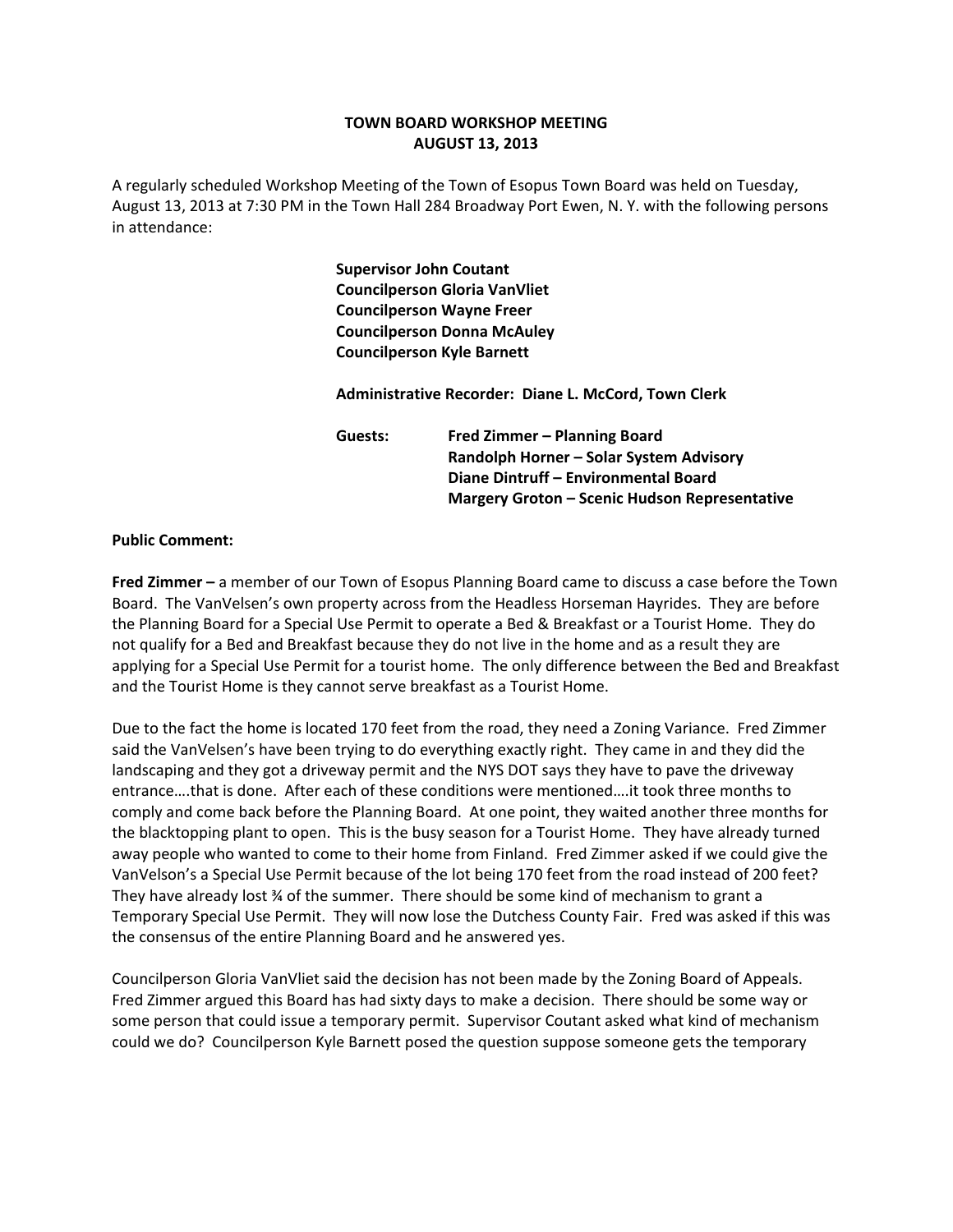# TOWN BOARD WORKSHOP MEETING
# AUGUST 13, 2013

A regularly scheduled Workshop Meeting of the Town of Esopus Town Board was held on Tuesday, August 13, 2013 at 7:30 PM in the Town Hall 284 Broadway Port Ewen, N. Y. with the following persons in attendance:

**Supervisor John Coutant**
**Councilperson Gloria VanVliet**
**Councilperson Wayne Freer**
**Councilperson Donna McAuley**
**Councilperson Kyle Barnett**

**Administrative Recorder: Diane L. McCord, Town Clerk**

**Guests:**
**Fred Zimmer – Planning Board**
**Randolph Horner – Solar System Advisory**
**Diane Dintruff – Environmental Board**
**Margery Groton – Scenic Hudson Representative**

**Public Comment:**

**Fred Zimmer –** a member of our Town of Esopus Planning Board came to discuss a case before the Town Board. The VanVelsen's own property across from the Headless Horseman Hayrides. They are before the Planning Board for a Special Use Permit to operate a Bed & Breakfast or a Tourist Home. They do not qualify for a Bed and Breakfast because they do not live in the home and as a result they are applying for a Special Use Permit for a tourist home. The only difference between the Bed and Breakfast and the Tourist Home is they cannot serve breakfast as a Tourist Home.

Due to the fact the home is located 170 feet from the road, they need a Zoning Variance. Fred Zimmer said the VanVelsen's have been trying to do everything exactly right. They came in and they did the landscaping and they got a driveway permit and the NYS DOT says they have to pave the driveway entrance….that is done. After each of these conditions were mentioned….it took three months to comply and come back before the Planning Board. At one point, they waited another three months for the blacktopping plant to open. This is the busy season for a Tourist Home. They have already turned away people who wanted to come to their home from Finland. Fred Zimmer asked if we could give the VanVelson's a Special Use Permit because of the lot being 170 feet from the road instead of 200 feet? They have already lost ¾ of the summer. There should be some kind of mechanism to grant a Temporary Special Use Permit. They will now lose the Dutchess County Fair. Fred was asked if this was the consensus of the entire Planning Board and he answered yes.

Councilperson Gloria VanVliet said the decision has not been made by the Zoning Board of Appeals. Fred Zimmer argued this Board has had sixty days to make a decision. There should be some way or some person that could issue a temporary permit. Supervisor Coutant asked what kind of mechanism could we do? Councilperson Kyle Barnett posed the question suppose someone gets the temporary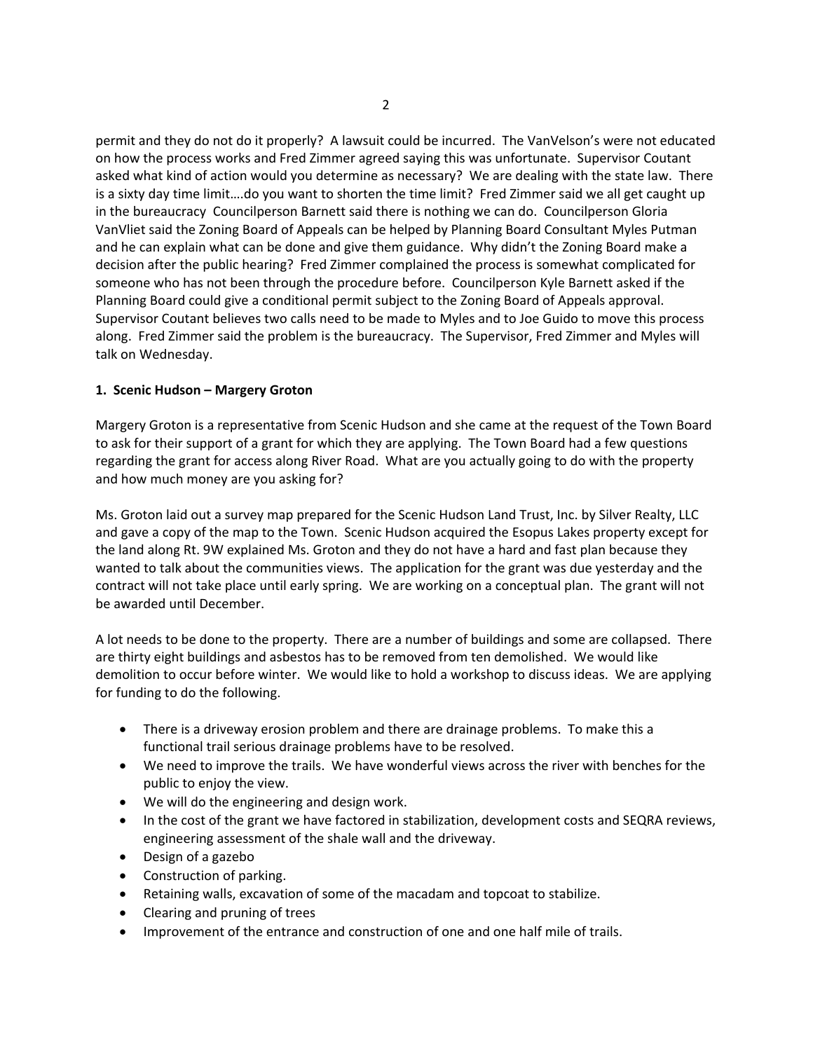permit and they do not do it properly? A lawsuit could be incurred. The VanVelson's were not educated on how the process works and Fred Zimmer agreed saying this was unfortunate. Supervisor Coutant asked what kind of action would you determine as necessary? We are dealing with the state law. There is a sixty day time limit….do you want to shorten the time limit? Fred Zimmer said we all get caught up in the bureaucracy Councilperson Barnett said there is nothing we can do. Councilperson Gloria VanVliet said the Zoning Board of Appeals can be helped by Planning Board Consultant Myles Putman and he can explain what can be done and give them guidance. Why didn't the Zoning Board make a decision after the public hearing? Fred Zimmer complained the process is somewhat complicated for someone who has not been through the procedure before. Councilperson Kyle Barnett asked if the Planning Board could give a conditional permit subject to the Zoning Board of Appeals approval. Supervisor Coutant believes two calls need to be made to Myles and to Joe Guido to move this process along. Fred Zimmer said the problem is the bureaucracy. The Supervisor, Fred Zimmer and Myles will talk on Wednesday.

**1. Scenic Hudson – Margery Groton**

Margery Groton is a representative from Scenic Hudson and she came at the request of the Town Board to ask for their support of a grant for which they are applying. The Town Board had a few questions regarding the grant for access along River Road. What are you actually going to do with the property and how much money are you asking for?

Ms. Groton laid out a survey map prepared for the Scenic Hudson Land Trust, Inc. by Silver Realty, LLC and gave a copy of the map to the Town. Scenic Hudson acquired the Esopus Lakes property except for the land along Rt. 9W explained Ms. Groton and they do not have a hard and fast plan because they wanted to talk about the communities views. The application for the grant was due yesterday and the contract will not take place until early spring. We are working on a conceptual plan. The grant will not be awarded until December.

A lot needs to be done to the property. There are a number of buildings and some are collapsed. There are thirty eight buildings and asbestos has to be removed from ten demolished. We would like demolition to occur before winter. We would like to hold a workshop to discuss ideas. We are applying for funding to do the following.

- There is a driveway erosion problem and there are drainage problems. To make this a functional trail serious drainage problems have to be resolved.
- We need to improve the trails. We have wonderful views across the river with benches for the public to enjoy the view.
- We will do the engineering and design work.
- In the cost of the grant we have factored in stabilization, development costs and SEQRA reviews, engineering assessment of the shale wall and the driveway.
- Design of a gazebo
- Construction of parking.
- Retaining walls, excavation of some of the macadam and topcoat to stabilize.
- Clearing and pruning of trees
- Improvement of the entrance and construction of one and one half mile of trails.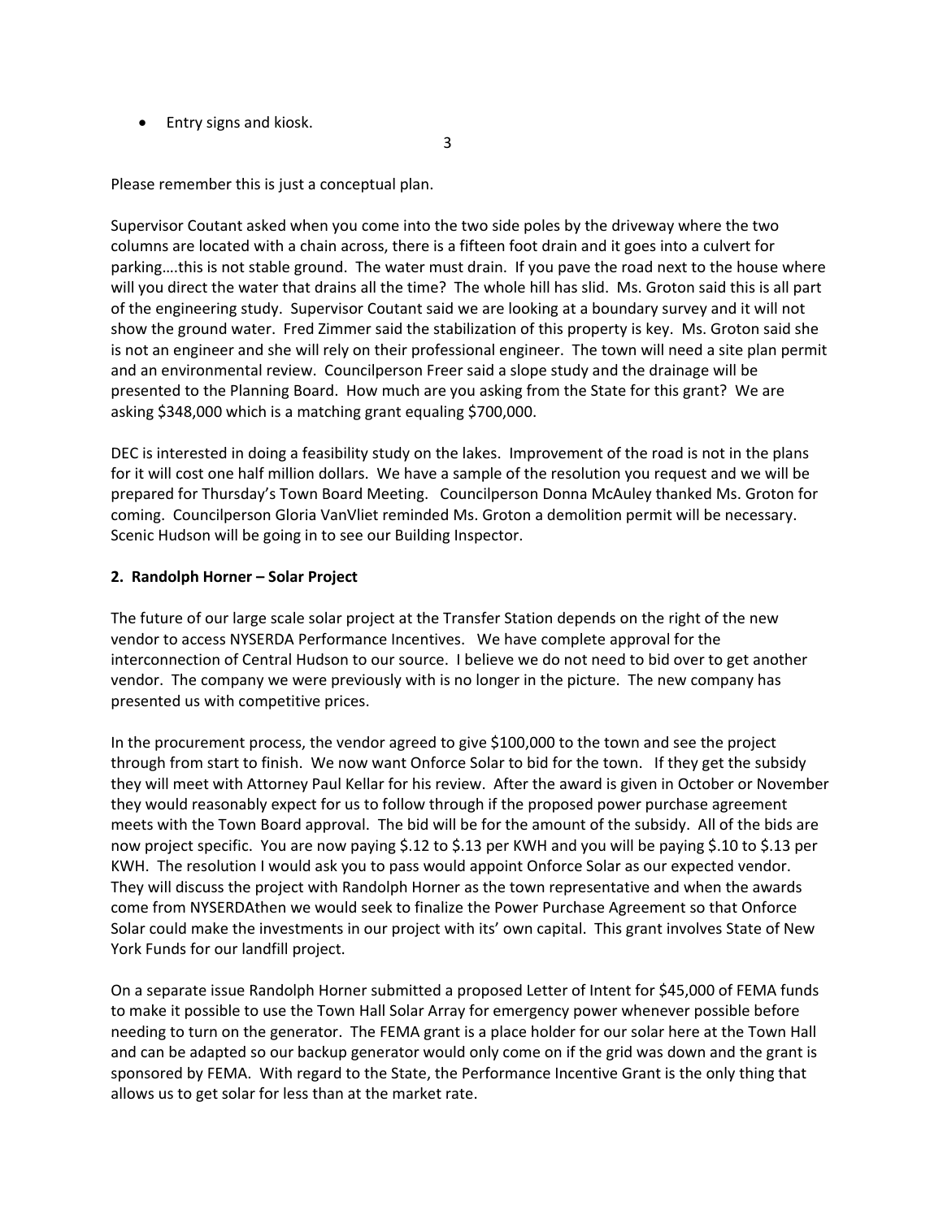- Entry signs and kiosk.

Please remember this is just a conceptual plan.

Supervisor Coutant asked when you come into the two side poles by the driveway where the two columns are located with a chain across, there is a fifteen foot drain and it goes into a culvert for parking….this is not stable ground. The water must drain. If you pave the road next to the house where will you direct the water that drains all the time? The whole hill has slid. Ms. Groton said this is all part of the engineering study. Supervisor Coutant said we are looking at a boundary survey and it will not show the ground water. Fred Zimmer said the stabilization of this property is key. Ms. Groton said she is not an engineer and she will rely on their professional engineer. The town will need a site plan permit and an environmental review. Councilperson Freer said a slope study and the drainage will be presented to the Planning Board. How much are you asking from the State for this grant? We are asking $348,000 which is a matching grant equaling $700,000.

DEC is interested in doing a feasibility study on the lakes. Improvement of the road is not in the plans for it will cost one half million dollars. We have a sample of the resolution you request and we will be prepared for Thursday's Town Board Meeting. Councilperson Donna McAuley thanked Ms. Groton for coming. Councilperson Gloria VanVliet reminded Ms. Groton a demolition permit will be necessary. Scenic Hudson will be going in to see our Building Inspector.

**2. Randolph Horner – Solar Project**

The future of our large scale solar project at the Transfer Station depends on the right of the new vendor to access NYSERDA Performance Incentives. We have complete approval for the interconnection of Central Hudson to our source. I believe we do not need to bid over to get another vendor. The company we were previously with is no longer in the picture. The new company has presented us with competitive prices.

In the procurement process, the vendor agreed to give $100,000 to the town and see the project through from start to finish. We now want Onforce Solar to bid for the town. If they get the subsidy they will meet with Attorney Paul Kellar for his review. After the award is given in October or November they would reasonably expect for us to follow through if the proposed power purchase agreement meets with the Town Board approval. The bid will be for the amount of the subsidy. All of the bids are now project specific. You are now paying $.12 to $.13 per KWH and you will be paying $.10 to $.13 per KWH. The resolution I would ask you to pass would appoint Onforce Solar as our expected vendor. They will discuss the project with Randolph Horner as the town representative and when the awards come from NYSERDAthen we would seek to finalize the Power Purchase Agreement so that Onforce Solar could make the investments in our project with its' own capital. This grant involves State of New York Funds for our landfill project.

On a separate issue Randolph Horner submitted a proposed Letter of Intent for $45,000 of FEMA funds to make it possible to use the Town Hall Solar Array for emergency power whenever possible before needing to turn on the generator. The FEMA grant is a place holder for our solar here at the Town Hall and can be adapted so our backup generator would only come on if the grid was down and the grant is sponsored by FEMA. With regard to the State, the Performance Incentive Grant is the only thing that allows us to get solar for less than at the market rate.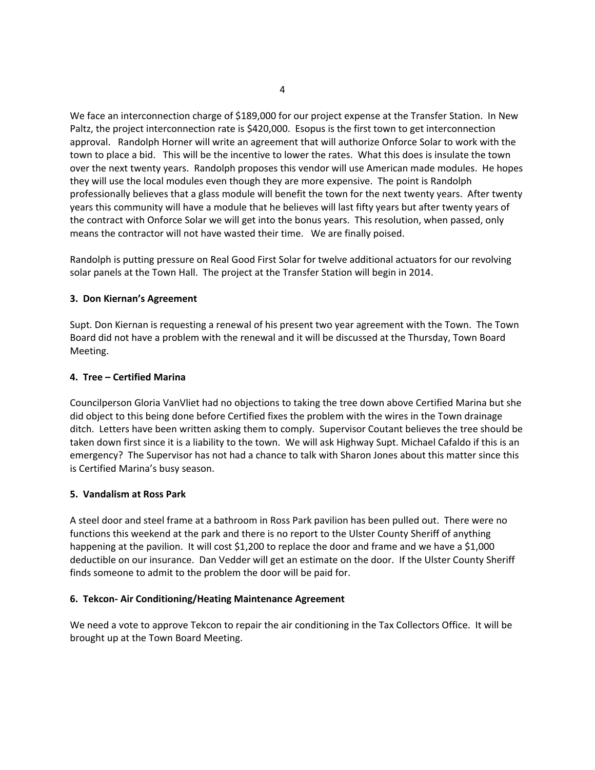We face an interconnection charge of $189,000 for our project expense at the Transfer Station. In New Paltz, the project interconnection rate is $420,000. Esopus is the first town to get interconnection approval. Randolph Horner will write an agreement that will authorize Onforce Solar to work with the town to place a bid. This will be the incentive to lower the rates. What this does is insulate the town over the next twenty years. Randolph proposes this vendor will use American made modules. He hopes they will use the local modules even though they are more expensive. The point is Randolph professionally believes that a glass module will benefit the town for the next twenty years. After twenty years this community will have a module that he believes will last fifty years but after twenty years of the contract with Onforce Solar we will get into the bonus years. This resolution, when passed, only means the contractor will not have wasted their time. We are finally poised.

Randolph is putting pressure on Real Good First Solar for twelve additional actuators for our revolving solar panels at the Town Hall. The project at the Transfer Station will begin in 2014.

**3. Don Kiernan's Agreement**

Supt. Don Kiernan is requesting a renewal of his present two year agreement with the Town. The Town Board did not have a problem with the renewal and it will be discussed at the Thursday, Town Board Meeting.

**4. Tree – Certified Marina**

Councilperson Gloria VanVliet had no objections to taking the tree down above Certified Marina but she did object to this being done before Certified fixes the problem with the wires in the Town drainage ditch. Letters have been written asking them to comply. Supervisor Coutant believes the tree should be taken down first since it is a liability to the town. We will ask Highway Supt. Michael Cafaldo if this is an emergency? The Supervisor has not had a chance to talk with Sharon Jones about this matter since this is Certified Marina's busy season.

**5. Vandalism at Ross Park**

A steel door and steel frame at a bathroom in Ross Park pavilion has been pulled out. There were no functions this weekend at the park and there is no report to the Ulster County Sheriff of anything happening at the pavilion. It will cost $1,200 to replace the door and frame and we have a $1,000 deductible on our insurance. Dan Vedder will get an estimate on the door. If the Ulster County Sheriff finds someone to admit to the problem the door will be paid for.

**6. Tekcon- Air Conditioning/Heating Maintenance Agreement**

We need a vote to approve Tekcon to repair the air conditioning in the Tax Collectors Office. It will be brought up at the Town Board Meeting.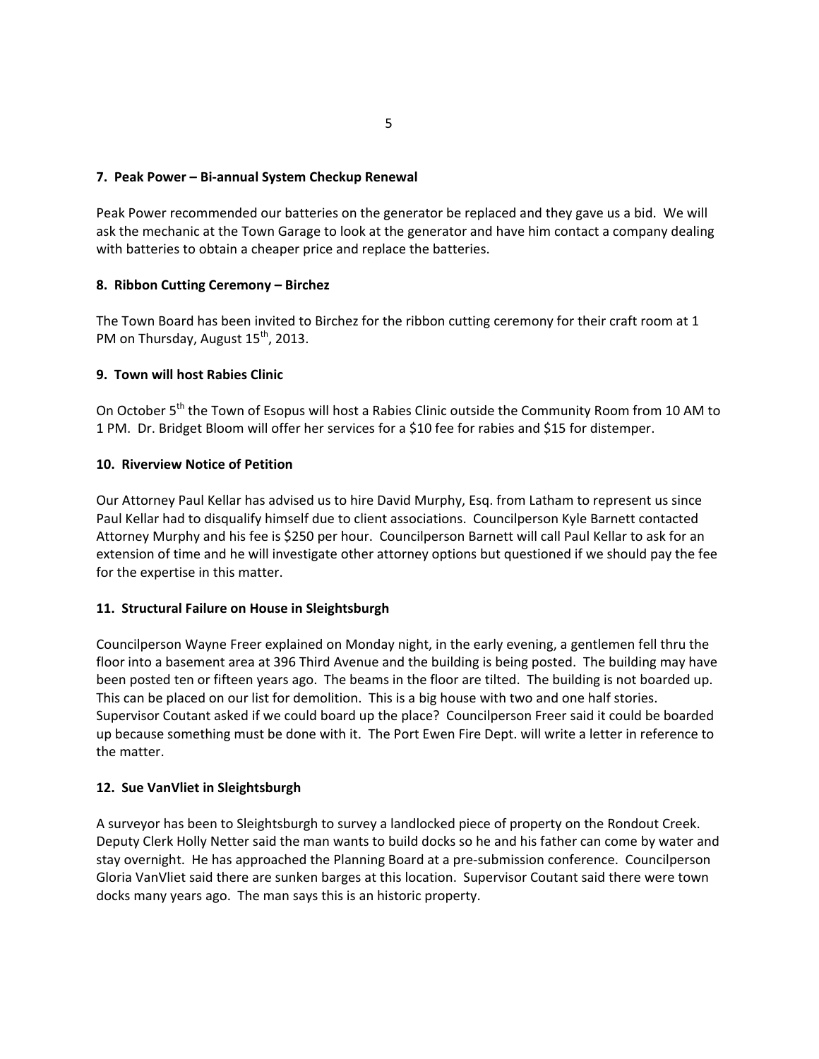**7. Peak Power – Bi-annual System Checkup Renewal**

Peak Power recommended our batteries on the generator be replaced and they gave us a bid. We will ask the mechanic at the Town Garage to look at the generator and have him contact a company dealing with batteries to obtain a cheaper price and replace the batteries.

**8. Ribbon Cutting Ceremony – Birchez**

The Town Board has been invited to Birchez for the ribbon cutting ceremony for their craft room at 1 PM on Thursday, August 15th, 2013.

**9. Town will host Rabies Clinic**

On October 5th the Town of Esopus will host a Rabies Clinic outside the Community Room from 10 AM to 1 PM. Dr. Bridget Bloom will offer her services for a $10 fee for rabies and $15 for distemper.

**10. Riverview Notice of Petition**

Our Attorney Paul Kellar has advised us to hire David Murphy, Esq. from Latham to represent us since Paul Kellar had to disqualify himself due to client associations. Councilperson Kyle Barnett contacted Attorney Murphy and his fee is $250 per hour. Councilperson Barnett will call Paul Kellar to ask for an extension of time and he will investigate other attorney options but questioned if we should pay the fee for the expertise in this matter.

**11. Structural Failure on House in Sleightsburgh**

Councilperson Wayne Freer explained on Monday night, in the early evening, a gentlemen fell thru the floor into a basement area at 396 Third Avenue and the building is being posted. The building may have been posted ten or fifteen years ago. The beams in the floor are tilted. The building is not boarded up. This can be placed on our list for demolition. This is a big house with two and one half stories. Supervisor Coutant asked if we could board up the place? Councilperson Freer said it could be boarded up because something must be done with it. The Port Ewen Fire Dept. will write a letter in reference to the matter.

**12. Sue VanVliet in Sleightsburgh**

A surveyor has been to Sleightsburgh to survey a landlocked piece of property on the Rondout Creek. Deputy Clerk Holly Netter said the man wants to build docks so he and his father can come by water and stay overnight. He has approached the Planning Board at a pre-submission conference. Councilperson Gloria VanVliet said there are sunken barges at this location. Supervisor Coutant said there were town docks many years ago. The man says this is an historic property.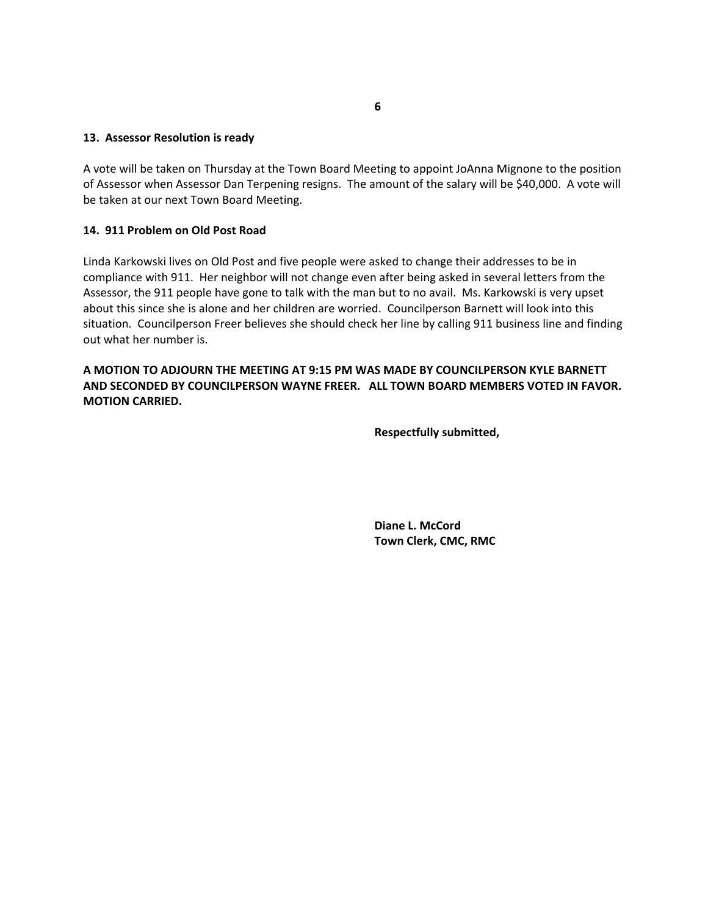**13. Assessor Resolution is ready**

A vote will be taken on Thursday at the Town Board Meeting to appoint JoAnna Mignone to the position of Assessor when Assessor Dan Terpening resigns. The amount of the salary will be $40,000. A vote will be taken at our next Town Board Meeting.

**14. 911 Problem on Old Post Road**

Linda Karkowski lives on Old Post and five people were asked to change their addresses to be in compliance with 911. Her neighbor will not change even after being asked in several letters from the Assessor, the 911 people have gone to talk with the man but to no avail. Ms. Karkowski is very upset about this since she is alone and her children are worried. Councilperson Barnett will look into this situation. Councilperson Freer believes she should check her line by calling 911 business line and finding out what her number is.

**A MOTION TO ADJOURN THE MEETING AT 9:15 PM WAS MADE BY COUNCILPERSON KYLE BARNETT AND SECONDED BY COUNCILPERSON WAYNE FREER. ALL TOWN BOARD MEMBERS VOTED IN FAVOR. MOTION CARRIED.**

**Respectfully submitted,**

**Diane L. McCord**
**Town Clerk, CMC, RMC**